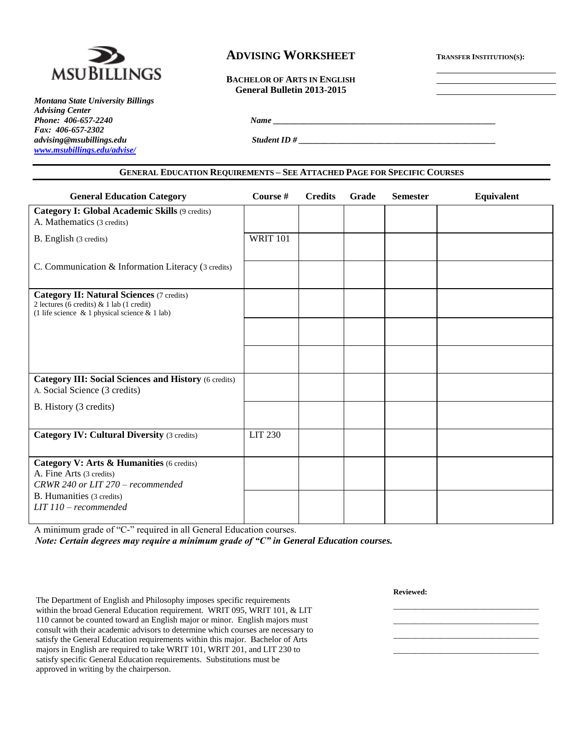**MSU BILLINGS**

*Montana State University Billings*
*Advising Center*
*Phone: 406-657-2240*
*Fax: 406-657-2302*
*advising@msubillings.edu*
*www.msubillings.edu/advise/*

# ADVISING WORKSHEET

**BACHELOR OF ARTS IN ENGLISH**
**General Bulletin 2013-2015**

**TRANSFER INSTITUTION(S):**

______________________
______________________
______________________

*Name* ______________________________________________

*Student ID #* ________________________________________

## GENERAL EDUCATION REQUIREMENTS – SEE ATTACHED PAGE FOR SPECIFIC COURSES

| General Education Category | Course # | Credits | Grade | Semester | Equivalent |
|---|---|---|---|---|---|
| **Category I: Global Academic Skills** (9 credits) A. Mathematics (3 credits) | | | | | |
| B. English (3 credits) | WRIT 101 | | | | |
| C. Communication & Information Literacy (3 credits) | | | | | |
| **Category II: Natural Sciences** (7 credits) 2 lectures (6 credits) & 1 lab (1 credit) (1 life science & 1 physical science & 1 lab) | | | | | |
| | | | | | |
| | | | | | |
| **Category III: Social Sciences and History** (6 credits) A. Social Science (3 credits) | | | | | |
| B. History (3 credits) | | | | | |
| **Category IV: Cultural Diversity** (3 credits) | LIT 230 | | | | |
| **Category V: Arts & Humanities** (6 credits) A. Fine Arts (3 credits) *CRWR 240 or LIT 270 – recommended* | | | | | |
| B. Humanities (3 credits) *LIT 110 – recommended* | | | | | |

A minimum grade of "C-" required in all General Education courses.
***Note: Certain degrees may require a minimum grade of "C" in General Education courses.***

The Department of English and Philosophy imposes specific requirements within the broad General Education requirement. WRIT 095, WRIT 101, & LIT 110 cannot be counted toward an English major or minor. English majors must consult with their academic advisors to determine which courses are necessary to satisfy the General Education requirements within this major. Bachelor of Arts majors in English are required to take WRIT 101, WRIT 201, and LIT 230 to satisfy specific General Education requirements. Substitutions must be approved in writing by the chairperson.

**Reviewed:**

______________________________
______________________________
______________________________
______________________________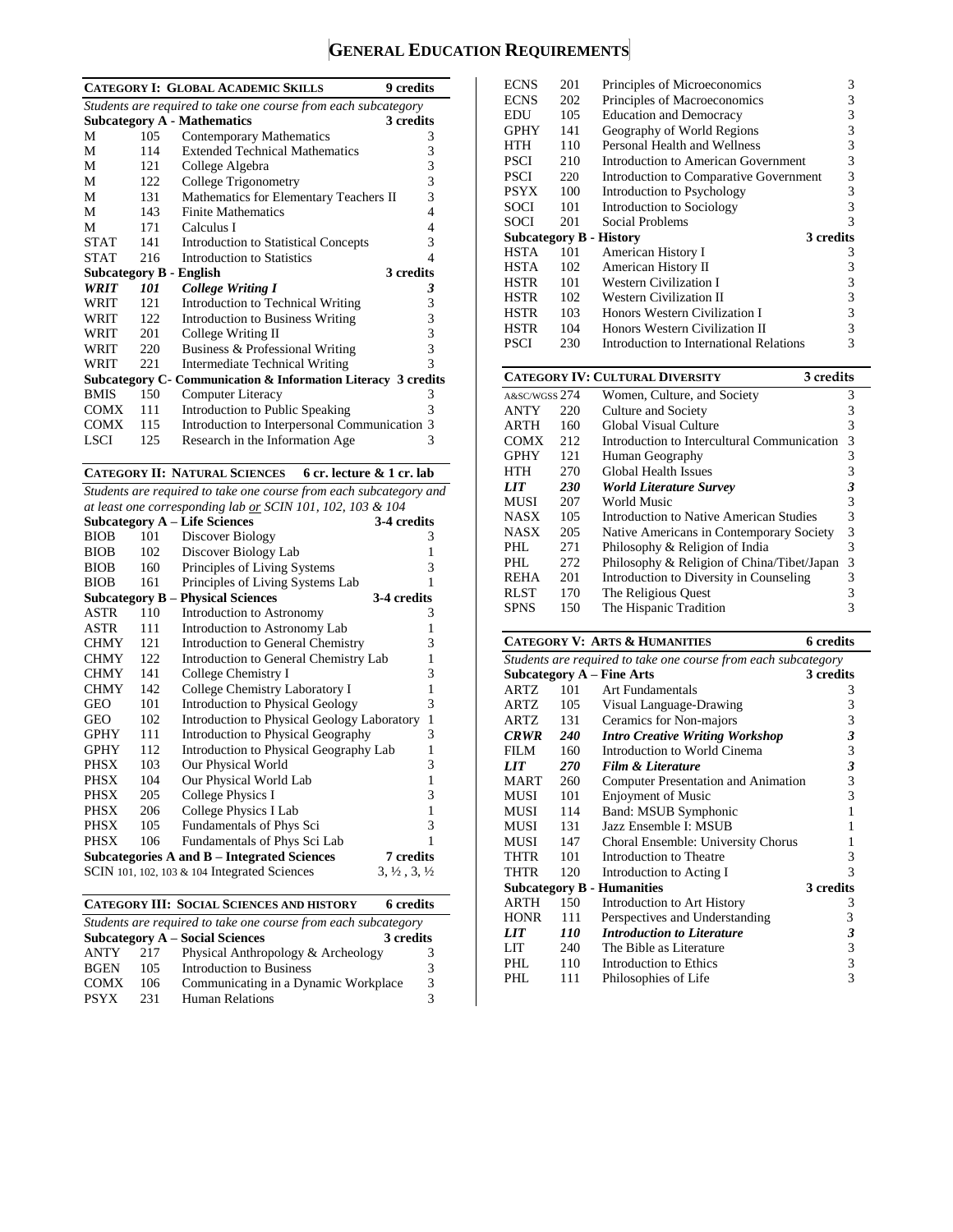# GENERAL EDUCATION REQUIREMENTS

## CATEGORY I: GLOBAL ACADEMIC SKILLS — 9 credits

*Students are required to take one course from each subcategory*

### Subcategory A - Mathematics — 3 credits

| Dept | No. | Course | Credits |
|---|---|---|---|
| M | 105 | Contemporary Mathematics | 3 |
| M | 114 | Extended Technical Mathematics | 3 |
| M | 121 | College Algebra | 3 |
| M | 122 | College Trigonometry | 3 |
| M | 131 | Mathematics for Elementary Teachers II | 3 |
| M | 143 | Finite Mathematics | 4 |
| M | 171 | Calculus I | 4 |
| STAT | 141 | Introduction to Statistical Concepts | 3 |
| STAT | 216 | Introduction to Statistics | 4 |

### Subcategory B - English — 3 credits

| Dept | No. | Course | Credits |
|---|---|---|---|
| ***WRIT*** | ***101*** | ***College Writing I*** | ***3*** |
| WRIT | 121 | Introduction to Technical Writing | 3 |
| WRIT | 122 | Introduction to Business Writing | 3 |
| WRIT | 201 | College Writing II | 3 |
| WRIT | 220 | Business & Professional Writing | 3 |
| WRIT | 221 | Intermediate Technical Writing | 3 |

### Subcategory C- Communication & Information Literacy — 3 credits

| Dept | No. | Course | Credits |
|---|---|---|---|
| BMIS | 150 | Computer Literacy | 3 |
| COMX | 111 | Introduction to Public Speaking | 3 |
| COMX | 115 | Introduction to Interpersonal Communication | 3 |
| LSCI | 125 | Research in the Information Age | 3 |

## CATEGORY II: NATURAL SCIENCES — 6 cr. lecture & 1 cr. lab

*Students are required to take one course from each subcategory and at least one corresponding lab or SCIN 101, 102, 103 & 104*

### Subcategory A – Life Sciences — 3-4 credits

| Dept | No. | Course | Credits |
|---|---|---|---|
| BIOB | 101 | Discover Biology | 3 |
| BIOB | 102 | Discover Biology Lab | 1 |
| BIOB | 160 | Principles of Living Systems | 3 |
| BIOB | 161 | Principles of Living Systems Lab | 1 |

### Subcategory B – Physical Sciences — 3-4 credits

| Dept | No. | Course | Credits |
|---|---|---|---|
| ASTR | 110 | Introduction to Astronomy | 3 |
| ASTR | 111 | Introduction to Astronomy Lab | 1 |
| CHMY | 121 | Introduction to General Chemistry | 3 |
| CHMY | 122 | Introduction to General Chemistry Lab | 1 |
| CHMY | 141 | College Chemistry I | 3 |
| CHMY | 142 | College Chemistry Laboratory I | 1 |
| GEO | 101 | Introduction to Physical Geology | 3 |
| GEO | 102 | Introduction to Physical Geology Laboratory | 1 |
| GPHY | 111 | Introduction to Physical Geography | 3 |
| GPHY | 112 | Introduction to Physical Geography Lab | 1 |
| PHSX | 103 | Our Physical World | 3 |
| PHSX | 104 | Our Physical World Lab | 1 |
| PHSX | 205 | College Physics I | 3 |
| PHSX | 206 | College Physics I Lab | 1 |
| PHSX | 105 | Fundamentals of Phys Sci | 3 |
| PHSX | 106 | Fundamentals of Phys Sci Lab | 1 |

### Subcategories A and B – Integrated Sciences — 7 credits

| Course | Credits |
|---|---|
| SCIN 101, 102, 103 & 104 Integrated Sciences | 3, ½ , 3, ½ |

## CATEGORY III: SOCIAL SCIENCES AND HISTORY — 6 credits

*Students are required to take one course from each subcategory*

### Subcategory A – Social Sciences — 3 credits

| Dept | No. | Course | Credits |
|---|---|---|---|
| ANTY | 217 | Physical Anthropology & Archeology | 3 |
| BGEN | 105 | Introduction to Business | 3 |
| COMX | 106 | Communicating in a Dynamic Workplace | 3 |
| PSYX | 231 | Human Relations | 3 |
| ECNS | 201 | Principles of Microeconomics | 3 |
| ECNS | 202 | Principles of Macroeconomics | 3 |
| EDU | 105 | Education and Democracy | 3 |
| GPHY | 141 | Geography of World Regions | 3 |
| HTH | 110 | Personal Health and Wellness | 3 |
| PSCI | 210 | Introduction to American Government | 3 |
| PSCI | 220 | Introduction to Comparative Government | 3 |
| PSYX | 100 | Introduction to Psychology | 3 |
| SOCI | 101 | Introduction to Sociology | 3 |
| SOCI | 201 | Social Problems | 3 |

### Subcategory B - History — 3 credits

| Dept | No. | Course | Credits |
|---|---|---|---|
| HSTA | 101 | American History I | 3 |
| HSTA | 102 | American History II | 3 |
| HSTR | 101 | Western Civilization I | 3 |
| HSTR | 102 | Western Civilization II | 3 |
| HSTR | 103 | Honors Western Civilization I | 3 |
| HSTR | 104 | Honors Western Civilization II | 3 |
| PSCI | 230 | Introduction to International Relations | 3 |

## CATEGORY IV: CULTURAL DIVERSITY — 3 credits

| Dept | No. | Course | Credits |
|---|---|---|---|
| A&SC/WGSS | 274 | Women, Culture, and Society | 3 |
| ANTY | 220 | Culture and Society | 3 |
| ARTH | 160 | Global Visual Culture | 3 |
| COMX | 212 | Introduction to Intercultural Communication | 3 |
| GPHY | 121 | Human Geography | 3 |
| HTH | 270 | Global Health Issues | 3 |
| ***LIT*** | ***230*** | ***World Literature Survey*** | ***3*** |
| MUSI | 207 | World Music | 3 |
| NASX | 105 | Introduction to Native American Studies | 3 |
| NASX | 205 | Native Americans in Contemporary Society | 3 |
| PHL | 271 | Philosophy & Religion of India | 3 |
| PHL | 272 | Philosophy & Religion of China/Tibet/Japan | 3 |
| REHA | 201 | Introduction to Diversity in Counseling | 3 |
| RLST | 170 | The Religious Quest | 3 |
| SPNS | 150 | The Hispanic Tradition | 3 |

## CATEGORY V: ARTS & HUMANITIES — 6 credits

*Students are required to take one course from each subcategory*

### Subcategory A – Fine Arts — 3 credits

| Dept | No. | Course | Credits |
|---|---|---|---|
| ARTZ | 101 | Art Fundamentals | 3 |
| ARTZ | 105 | Visual Language-Drawing | 3 |
| ARTZ | 131 | Ceramics for Non-majors | 3 |
| ***CRWR*** | ***240*** | ***Intro Creative Writing Workshop*** | ***3*** |
| FILM | 160 | Introduction to World Cinema | 3 |
| ***LIT*** | ***270*** | ***Film & Literature*** | ***3*** |
| MART | 260 | Computer Presentation and Animation | 3 |
| MUSI | 101 | Enjoyment of Music | 3 |
| MUSI | 114 | Band: MSUB Symphonic | 1 |
| MUSI | 131 | Jazz Ensemble I: MSUB | 1 |
| MUSI | 147 | Choral Ensemble: University Chorus | 1 |
| THTR | 101 | Introduction to Theatre | 3 |
| THTR | 120 | Introduction to Acting I | 3 |

### Subcategory B - Humanities — 3 credits

| Dept | No. | Course | Credits |
|---|---|---|---|
| ARTH | 150 | Introduction to Art History | 3 |
| HONR | 111 | Perspectives and Understanding | 3 |
| ***LIT*** | ***110*** | ***Introduction to Literature*** | ***3*** |
| LIT | 240 | The Bible as Literature | 3 |
| PHL | 110 | Introduction to Ethics | 3 |
| PHL | 111 | Philosophies of Life | 3 |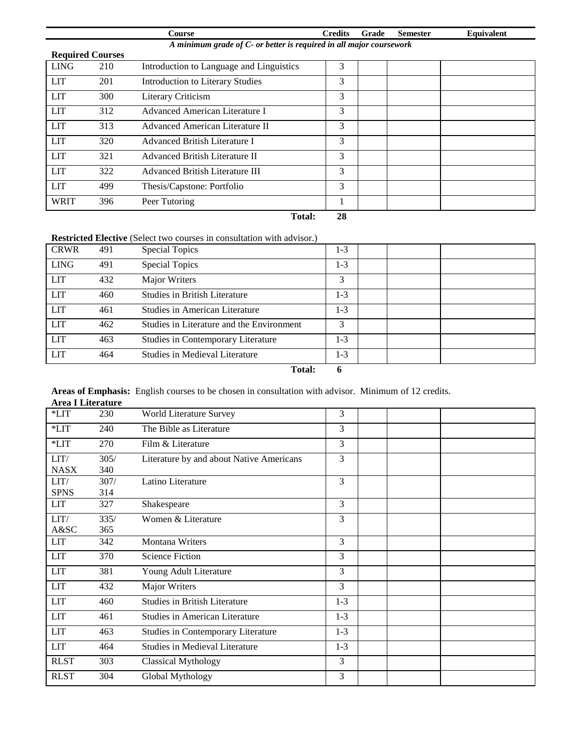| | | Course | Credits | Grade | Semester | Equivalent |
|---|---|---|---|---|---|---|

*A minimum grade of C- or better is required in all major coursework*

**Required Courses**

| | | Course | Credits | Grade | Semester | Equivalent |
|---|---|---|---|---|---|---|
| LING | 210 | Introduction to Language and Linguistics | 3 | | | |
| LIT | 201 | Introduction to Literary Studies | 3 | | | |
| LIT | 300 | Literary Criticism | 3 | | | |
| LIT | 312 | Advanced American Literature I | 3 | | | |
| LIT | 313 | Advanced American Literature II | 3 | | | |
| LIT | 320 | Advanced British Literature I | 3 | | | |
| LIT | 321 | Advanced British Literature II | 3 | | | |
| LIT | 322 | Advanced British Literature III | 3 | | | |
| LIT | 499 | Thesis/Capstone: Portfolio | 3 | | | |
| WRIT | 396 | Peer Tutoring | 1 | | | |
| | | **Total:** | **28** | | | |

**Restricted Elective** (Select two courses in consultation with advisor.)

| | | Course | Credits | Grade | Semester | Equivalent |
|---|---|---|---|---|---|---|
| CRWR | 491 | Special Topics | 1-3 | | | |
| LING | 491 | Special Topics | 1-3 | | | |
| LIT | 432 | Major Writers | 3 | | | |
| LIT | 460 | Studies in British Literature | 1-3 | | | |
| LIT | 461 | Studies in American Literature | 1-3 | | | |
| LIT | 462 | Studies in Literature and the Environment | 3 | | | |
| LIT | 463 | Studies in Contemporary Literature | 1-3 | | | |
| LIT | 464 | Studies in Medieval Literature | 1-3 | | | |
| | | **Total:** | **6** | | | |

**Areas of Emphasis:** English courses to be chosen in consultation with advisor. Minimum of 12 credits.

**Area I Literature**

| | | Course | Credits | Grade | Semester | Equivalent |
|---|---|---|---|---|---|---|
| *LIT | 230 | World Literature Survey | 3 | | | |
| *LIT | 240 | The Bible as Literature | 3 | | | |
| *LIT | 270 | Film & Literature | 3 | | | |
| LIT/ NASX | 305/ 340 | Literature by and about Native Americans | 3 | | | |
| LIT/ SPNS | 307/ 314 | Latino Literature | 3 | | | |
| LIT | 327 | Shakespeare | 3 | | | |
| LIT/ A&SC | 335/ 365 | Women & Literature | 3 | | | |
| LIT | 342 | Montana Writers | 3 | | | |
| LIT | 370 | Science Fiction | 3 | | | |
| LIT | 381 | Young Adult Literature | 3 | | | |
| LIT | 432 | Major Writers | 3 | | | |
| LIT | 460 | Studies in British Literature | 1-3 | | | |
| LIT | 461 | Studies in American Literature | 1-3 | | | |
| LIT | 463 | Studies in Contemporary Literature | 1-3 | | | |
| LIT | 464 | Studies in Medieval Literature | 1-3 | | | |
| RLST | 303 | Classical Mythology | 3 | | | |
| RLST | 304 | Global Mythology | 3 | | | |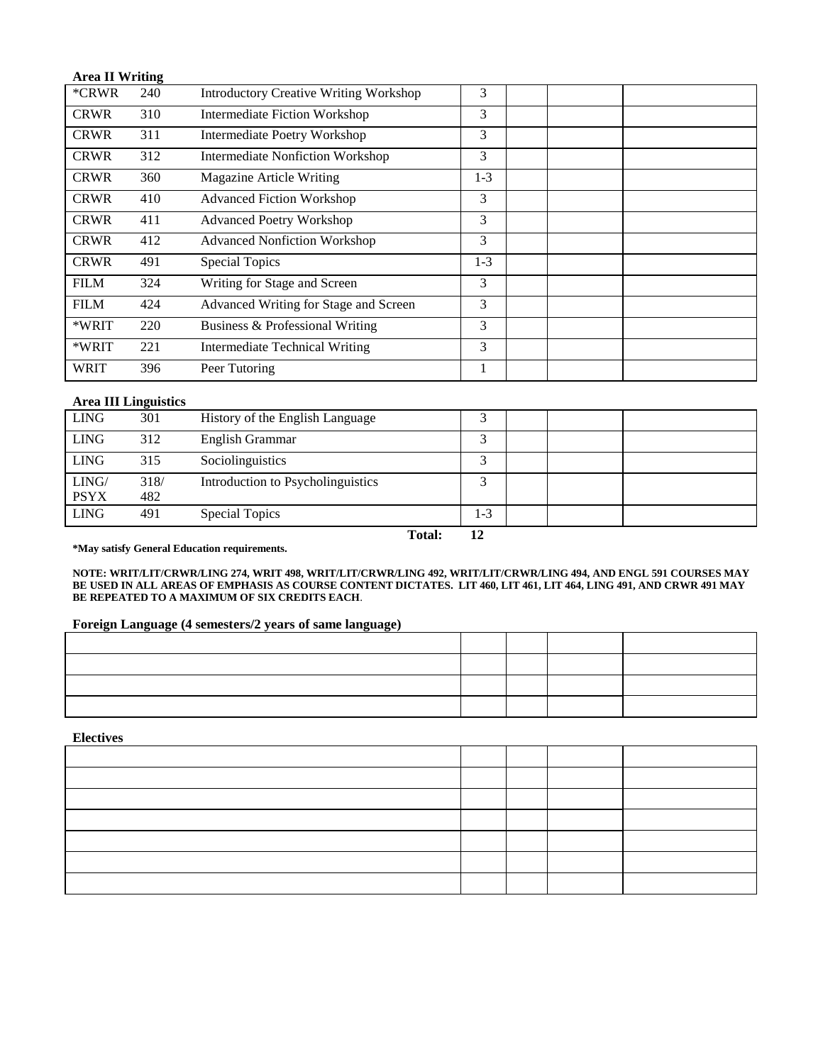**Area II Writing**

| | | | | | | |
|---|---|---|---|---|---|---|
| *CRWR | 240 | Introductory Creative Writing Workshop | 3 | | | |
| CRWR | 310 | Intermediate Fiction Workshop | 3 | | | |
| CRWR | 311 | Intermediate Poetry Workshop | 3 | | | |
| CRWR | 312 | Intermediate Nonfiction Workshop | 3 | | | |
| CRWR | 360 | Magazine Article Writing | 1-3 | | | |
| CRWR | 410 | Advanced Fiction Workshop | 3 | | | |
| CRWR | 411 | Advanced Poetry Workshop | 3 | | | |
| CRWR | 412 | Advanced Nonfiction Workshop | 3 | | | |
| CRWR | 491 | Special Topics | 1-3 | | | |
| FILM | 324 | Writing for Stage and Screen | 3 | | | |
| FILM | 424 | Advanced Writing for Stage and Screen | 3 | | | |
| *WRIT | 220 | Business & Professional Writing | 3 | | | |
| *WRIT | 221 | Intermediate Technical Writing | 3 | | | |
| WRIT | 396 | Peer Tutoring | 1 | | | |

**Area III Linguistics**

| | | | | | | |
|---|---|---|---|---|---|---|
| LING | 301 | History of the English Language | 3 | | | |
| LING | 312 | English Grammar | 3 | | | |
| LING | 315 | Sociolinguistics | 3 | | | |
| LING/ PSYX | 318/ 482 | Introduction to Psycholinguistics | 3 | | | |
| LING | 491 | Special Topics | 1-3 | | | |
| | | **Total:** | **12** | | | |

***May satisfy General Education requirements.**

**NOTE: WRIT/LIT/CRWR/LING 274, WRIT 498, WRIT/LIT/CRWR/LING 492, WRIT/LIT/CRWR/LING 494, AND ENGL 591 COURSES MAY BE USED IN ALL AREAS OF EMPHASIS AS COURSE CONTENT DICTATES. LIT 460, LIT 461, LIT 464, LING 491, AND CRWR 491 MAY BE REPEATED TO A MAXIMUM OF SIX CREDITS EACH**.

**Foreign Language (4 semesters/2 years of same language)**

| | | | | |
|---|---|---|---|---|
| | | | | |
| | | | | |
| | | | | |
| | | | | |

**Electives**

| | | | | |
|---|---|---|---|---|
| | | | | |
| | | | | |
| | | | | |
| | | | | |
| | | | | |
| | | | | |
| | | | | |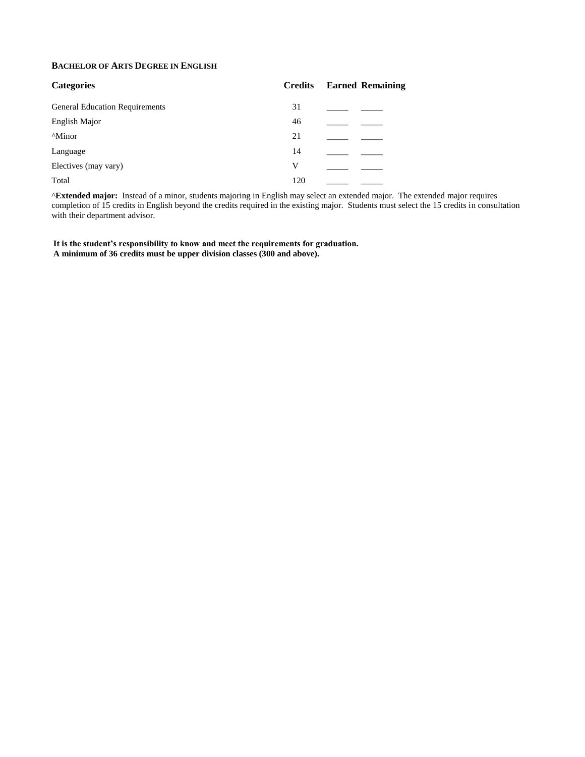### BACHELOR OF ARTS DEGREE IN ENGLISH

| Categories | Credits | Earned | Remaining |
| --- | --- | --- | --- |
| General Education Requirements | 31 | _____ | _____ |
| English Major | 46 | _____ | _____ |
| ^Minor | 21 | _____ | _____ |
| Language | 14 | _____ | _____ |
| Electives (may vary) | V | _____ | _____ |
| Total | 120 | _____ | _____ |

^**Extended major:** Instead of a minor, students majoring in English may select an extended major. The extended major requires completion of 15 credits in English beyond the credits required in the existing major. Students must select the 15 credits in consultation with their department advisor.

**It is the student's responsibility to know and meet the requirements for graduation.**
**A minimum of 36 credits must be upper division classes (300 and above).**